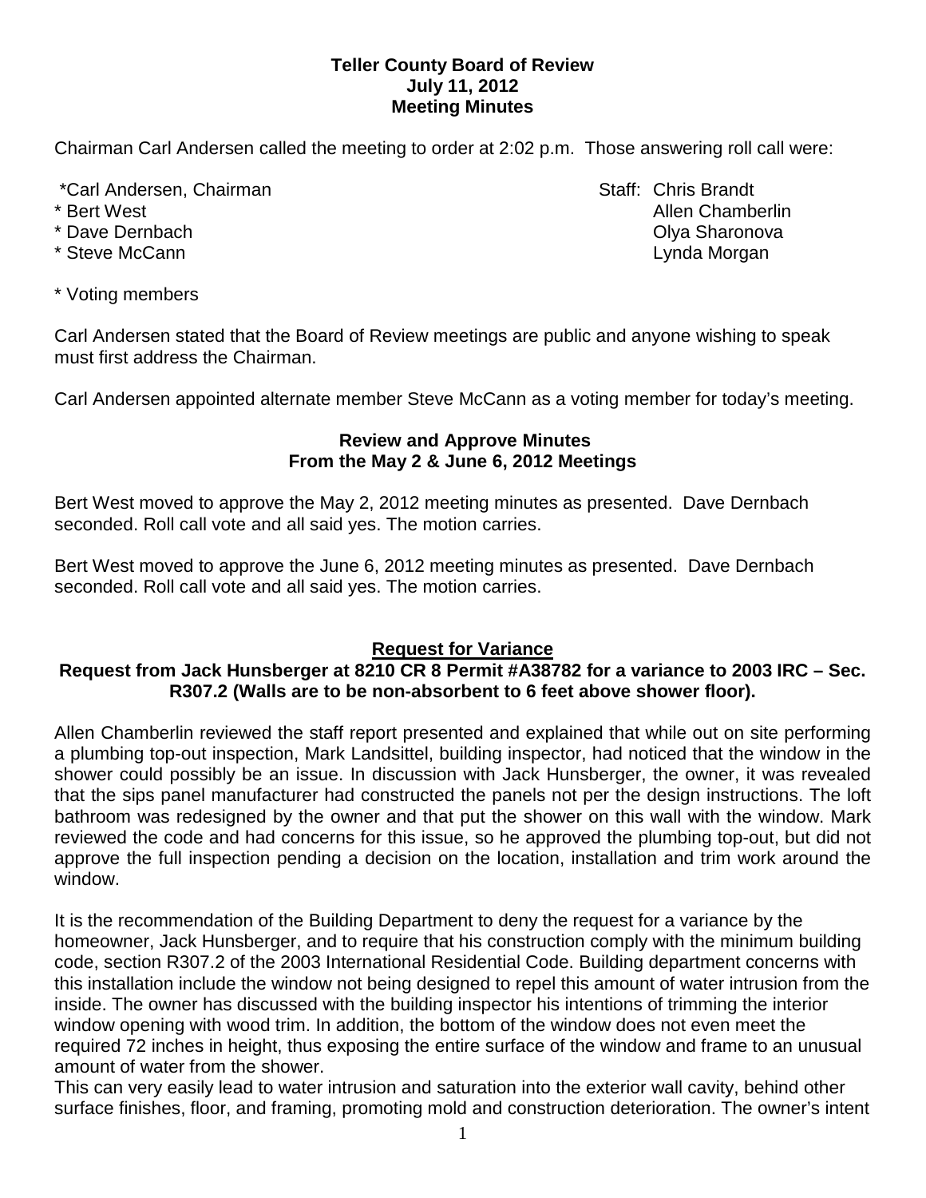**Teller County Board of Review**
**July 11, 2012**
**Meeting Minutes**

Chairman Carl Andersen called the meeting to order at 2:02 p.m. Those answering roll call were:

*Carl Andersen, Chairman
* Bert West
* Dave Dernbach
* Steve McCann

Staff: Chris Brandt
Allen Chamberlin
Olya Sharonova
Lynda Morgan

* Voting members

Carl Andersen stated that the Board of Review meetings are public and anyone wishing to speak must first address the Chairman.

Carl Andersen appointed alternate member Steve McCann as a voting member for today's meeting.

**Review and Approve Minutes**
**From the May 2 & June 6, 2012 Meetings**

Bert West moved to approve the May 2, 2012 meeting minutes as presented. Dave Dernbach seconded. Roll call vote and all said yes. The motion carries.

Bert West moved to approve the June 6, 2012 meeting minutes as presented. Dave Dernbach seconded. Roll call vote and all said yes. The motion carries.

**Request for Variance**

**Request from Jack Hunsberger at 8210 CR 8 Permit #A38782 for a variance to 2003 IRC – Sec. R307.2 (Walls are to be non-absorbent to 6 feet above shower floor).**

Allen Chamberlin reviewed the staff report presented and explained that while out on site performing a plumbing top-out inspection, Mark Landsittel, building inspector, had noticed that the window in the shower could possibly be an issue. In discussion with Jack Hunsberger, the owner, it was revealed that the sips panel manufacturer had constructed the panels not per the design instructions. The loft bathroom was redesigned by the owner and that put the shower on this wall with the window. Mark reviewed the code and had concerns for this issue, so he approved the plumbing top-out, but did not approve the full inspection pending a decision on the location, installation and trim work around the window.

It is the recommendation of the Building Department to deny the request for a variance by the homeowner, Jack Hunsberger, and to require that his construction comply with the minimum building code, section R307.2 of the 2003 International Residential Code. Building department concerns with this installation include the window not being designed to repel this amount of water intrusion from the inside. The owner has discussed with the building inspector his intentions of trimming the interior window opening with wood trim. In addition, the bottom of the window does not even meet the required 72 inches in height, thus exposing the entire surface of the window and frame to an unusual amount of water from the shower.
This can very easily lead to water intrusion and saturation into the exterior wall cavity, behind other surface finishes, floor, and framing, promoting mold and construction deterioration. The owner's intent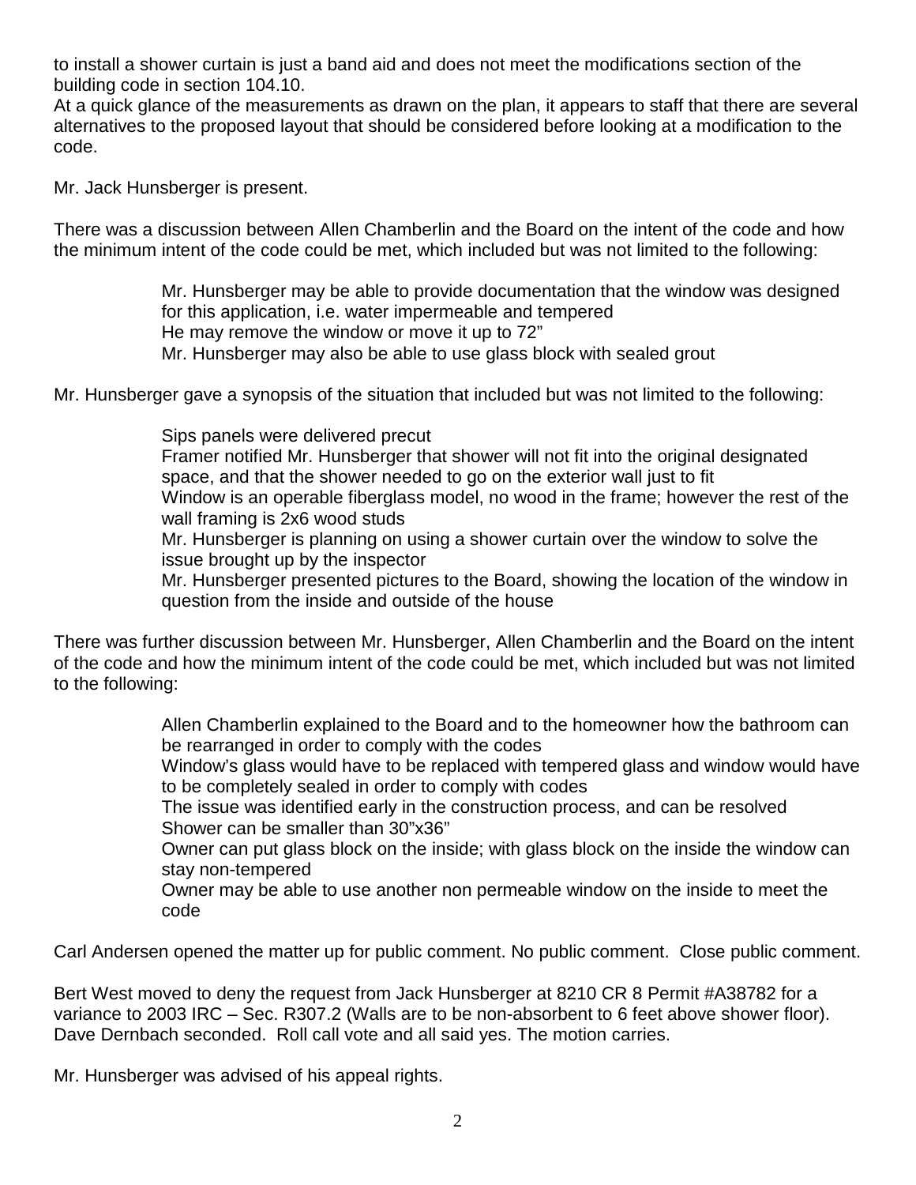to install a shower curtain is just a band aid and does not meet the modifications section of the building code in section 104.10.
At a quick glance of the measurements as drawn on the plan, it appears to staff that there are several alternatives to the proposed layout that should be considered before looking at a modification to the code.

Mr. Jack Hunsberger is present.

There was a discussion between Allen Chamberlin and the Board on the intent of the code and how the minimum intent of the code could be met, which included but was not limited to the following:

> Mr. Hunsberger may be able to provide documentation that the window was designed for this application, i.e. water impermeable and tempered
> He may remove the window or move it up to 72"
> Mr. Hunsberger may also be able to use glass block with sealed grout

Mr. Hunsberger gave a synopsis of the situation that included but was not limited to the following:

> Sips panels were delivered precut
> Framer notified Mr. Hunsberger that shower will not fit into the original designated space, and that the shower needed to go on the exterior wall just to fit
> Window is an operable fiberglass model, no wood in the frame; however the rest of the wall framing is 2x6 wood studs
> Mr. Hunsberger is planning on using a shower curtain over the window to solve the issue brought up by the inspector
> Mr. Hunsberger presented pictures to the Board, showing the location of the window in question from the inside and outside of the house

There was further discussion between Mr. Hunsberger, Allen Chamberlin and the Board on the intent of the code and how the minimum intent of the code could be met, which included but was not limited to the following:

> Allen Chamberlin explained to the Board and to the homeowner how the bathroom can be rearranged in order to comply with the codes
> Window's glass would have to be replaced with tempered glass and window would have to be completely sealed in order to comply with codes
> The issue was identified early in the construction process, and can be resolved
> Shower can be smaller than 30"x36"
> Owner can put glass block on the inside; with glass block on the inside the window can stay non-tempered
> Owner may be able to use another non permeable window on the inside to meet the code

Carl Andersen opened the matter up for public comment. No public comment. Close public comment.

Bert West moved to deny the request from Jack Hunsberger at 8210 CR 8 Permit #A38782 for a variance to 2003 IRC – Sec. R307.2 (Walls are to be non-absorbent to 6 feet above shower floor). Dave Dernbach seconded. Roll call vote and all said yes. The motion carries.

Mr. Hunsberger was advised of his appeal rights.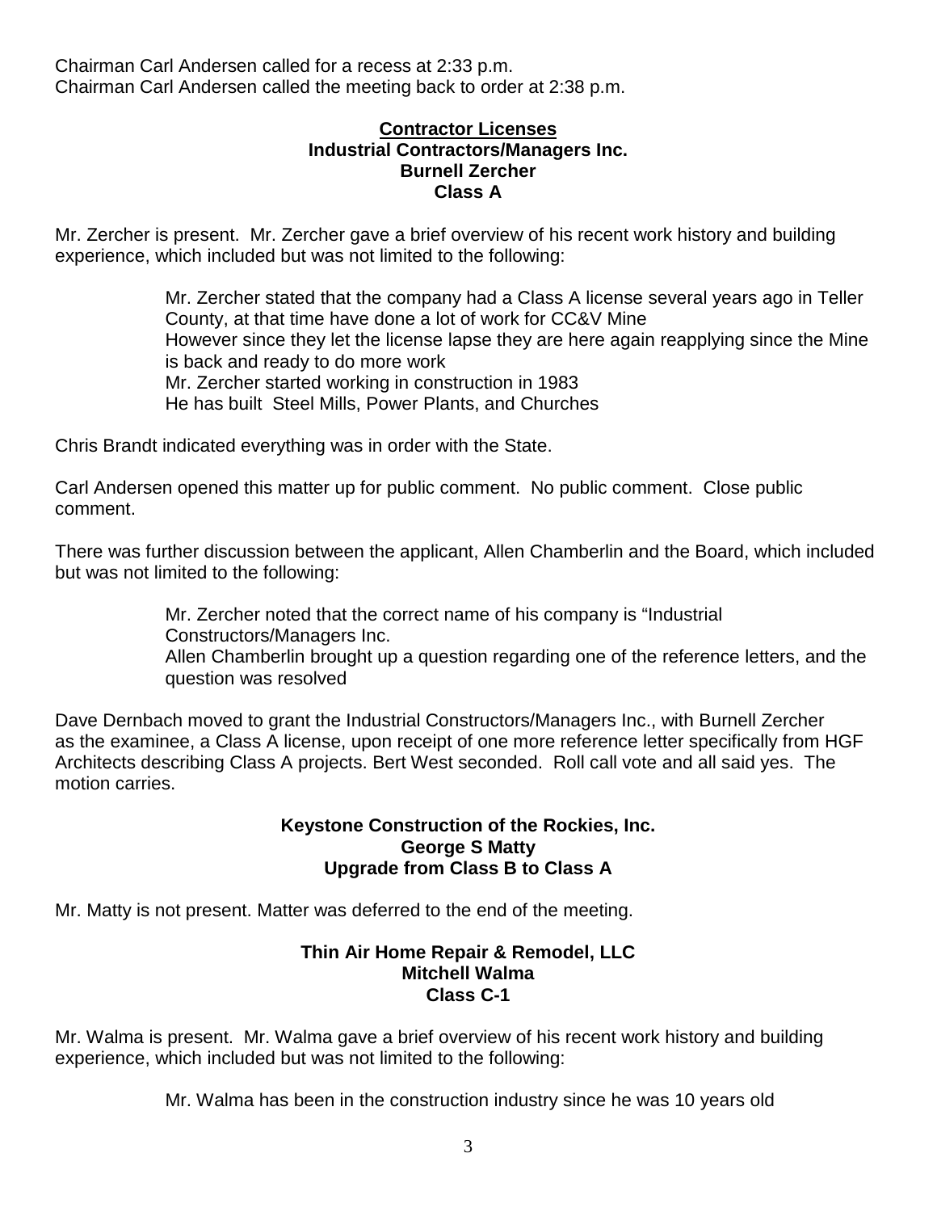Chairman Carl Andersen called for a recess at 2:33 p.m.
Chairman Carl Andersen called the meeting back to order at 2:38 p.m.

**Contractor Licenses**
**Industrial Contractors/Managers Inc.**
**Burnell Zercher**
**Class A**

Mr. Zercher is present. Mr. Zercher gave a brief overview of his recent work history and building experience, which included but was not limited to the following:

> Mr. Zercher stated that the company had a Class A license several years ago in Teller County, at that time have done a lot of work for CC&V Mine
> However since they let the license lapse they are here again reapplying since the Mine is back and ready to do more work
> Mr. Zercher started working in construction in 1983
> He has built Steel Mills, Power Plants, and Churches

Chris Brandt indicated everything was in order with the State.

Carl Andersen opened this matter up for public comment. No public comment. Close public comment.

There was further discussion between the applicant, Allen Chamberlin and the Board, which included but was not limited to the following:

> Mr. Zercher noted that the correct name of his company is "Industrial Constructors/Managers Inc.
> Allen Chamberlin brought up a question regarding one of the reference letters, and the question was resolved

Dave Dernbach moved to grant the Industrial Constructors/Managers Inc., with Burnell Zercher as the examinee, a Class A license, upon receipt of one more reference letter specifically from HGF Architects describing Class A projects. Bert West seconded. Roll call vote and all said yes. The motion carries.

**Keystone Construction of the Rockies, Inc.**
**George S Matty**
**Upgrade from Class B to Class A**

Mr. Matty is not present. Matter was deferred to the end of the meeting.

**Thin Air Home Repair & Remodel, LLC**
**Mitchell Walma**
**Class C-1**

Mr. Walma is present. Mr. Walma gave a brief overview of his recent work history and building experience, which included but was not limited to the following:

> Mr. Walma has been in the construction industry since he was 10 years old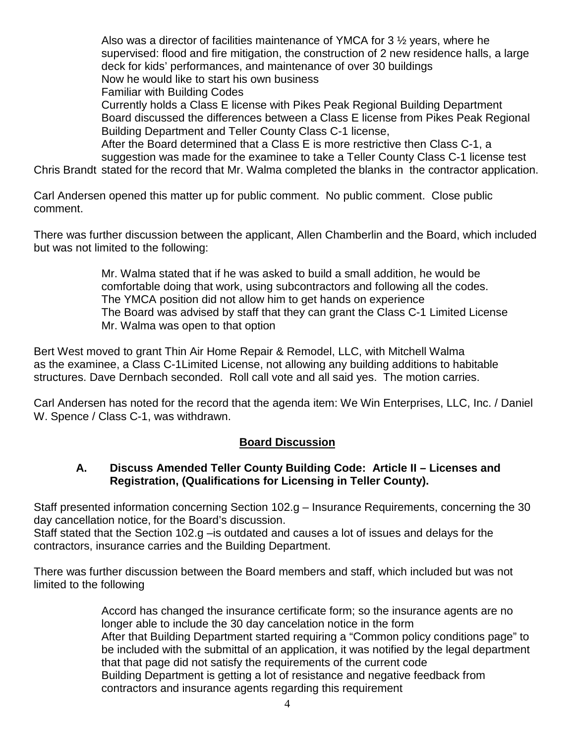Also was a director of facilities maintenance of YMCA for 3 ½ years, where he supervised: flood and fire mitigation, the construction of 2 new residence halls, a large deck for kids' performances, and maintenance of over 30 buildings
Now he would like to start his own business
Familiar with Building Codes
Currently holds a Class E license with Pikes Peak Regional Building Department
Board discussed the differences between a Class E license from Pikes Peak Regional Building Department and Teller County Class C-1 license,
After the Board determined that a Class E is more restrictive then Class C-1, a suggestion was made for the examinee to take a Teller County Class C-1 license test

Chris Brandt stated for the record that Mr. Walma completed the blanks in the contractor application.

Carl Andersen opened this matter up for public comment. No public comment. Close public comment.

There was further discussion between the applicant, Allen Chamberlin and the Board, which included but was not limited to the following:

Mr. Walma stated that if he was asked to build a small addition, he would be comfortable doing that work, using subcontractors and following all the codes.
The YMCA position did not allow him to get hands on experience
The Board was advised by staff that they can grant the Class C-1 Limited License
Mr. Walma was open to that option

Bert West moved to grant Thin Air Home Repair & Remodel, LLC, with Mitchell Walma as the examinee, a Class C-1Limited License, not allowing any building additions to habitable structures. Dave Dernbach seconded. Roll call vote and all said yes. The motion carries.

Carl Andersen has noted for the record that the agenda item: We Win Enterprises, LLC, Inc. / Daniel W. Spence / Class C-1, was withdrawn.

## Board Discussion

### A. Discuss Amended Teller County Building Code: Article II – Licenses and Registration, (Qualifications for Licensing in Teller County).

Staff presented information concerning Section 102.g – Insurance Requirements, concerning the 30 day cancellation notice, for the Board's discussion.
Staff stated that the Section 102.g –is outdated and causes a lot of issues and delays for the contractors, insurance carries and the Building Department.

There was further discussion between the Board members and staff, which included but was not limited to the following

Accord has changed the insurance certificate form; so the insurance agents are no longer able to include the 30 day cancelation notice in the form
After that Building Department started requiring a "Common policy conditions page" to be included with the submittal of an application, it was notified by the legal department that that page did not satisfy the requirements of the current code
Building Department is getting a lot of resistance and negative feedback from contractors and insurance agents regarding this requirement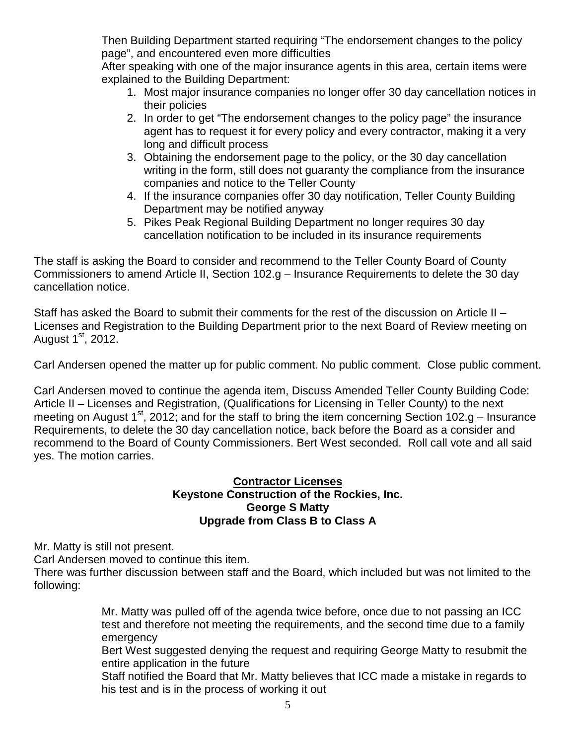Then Building Department started requiring "The endorsement changes to the policy page", and encountered even more difficulties

After speaking with one of the major insurance agents in this area, certain items were explained to the Building Department:

1. Most major insurance companies no longer offer 30 day cancellation notices in their policies
2. In order to get "The endorsement changes to the policy page" the insurance agent has to request it for every policy and every contractor, making it a very long and difficult process
3. Obtaining the endorsement page to the policy, or the 30 day cancellation writing in the form, still does not guaranty the compliance from the insurance companies and notice to the Teller County
4. If the insurance companies offer 30 day notification, Teller County Building Department may be notified anyway
5. Pikes Peak Regional Building Department no longer requires 30 day cancellation notification to be included in its insurance requirements

The staff is asking the Board to consider and recommend to the Teller County Board of County Commissioners to amend Article II, Section 102.g – Insurance Requirements to delete the 30 day cancellation notice.

Staff has asked the Board to submit their comments for the rest of the discussion on Article II – Licenses and Registration to the Building Department prior to the next Board of Review meeting on August 1st, 2012.

Carl Andersen opened the matter up for public comment. No public comment. Close public comment.

Carl Andersen moved to continue the agenda item, Discuss Amended Teller County Building Code: Article II – Licenses and Registration, (Qualifications for Licensing in Teller County) to the next meeting on August 1st, 2012; and for the staff to bring the item concerning Section 102.g – Insurance Requirements, to delete the 30 day cancellation notice, back before the Board as a consider and recommend to the Board of County Commissioners. Bert West seconded. Roll call vote and all said yes. The motion carries.

**Contractor Licenses**
**Keystone Construction of the Rockies, Inc.**
**George S Matty**
**Upgrade from Class B to Class A**

Mr. Matty is still not present.

Carl Andersen moved to continue this item.

There was further discussion between staff and the Board, which included but was not limited to the following:

Mr. Matty was pulled off of the agenda twice before, once due to not passing an ICC test and therefore not meeting the requirements, and the second time due to a family emergency

Bert West suggested denying the request and requiring George Matty to resubmit the entire application in the future

Staff notified the Board that Mr. Matty believes that ICC made a mistake in regards to his test and is in the process of working it out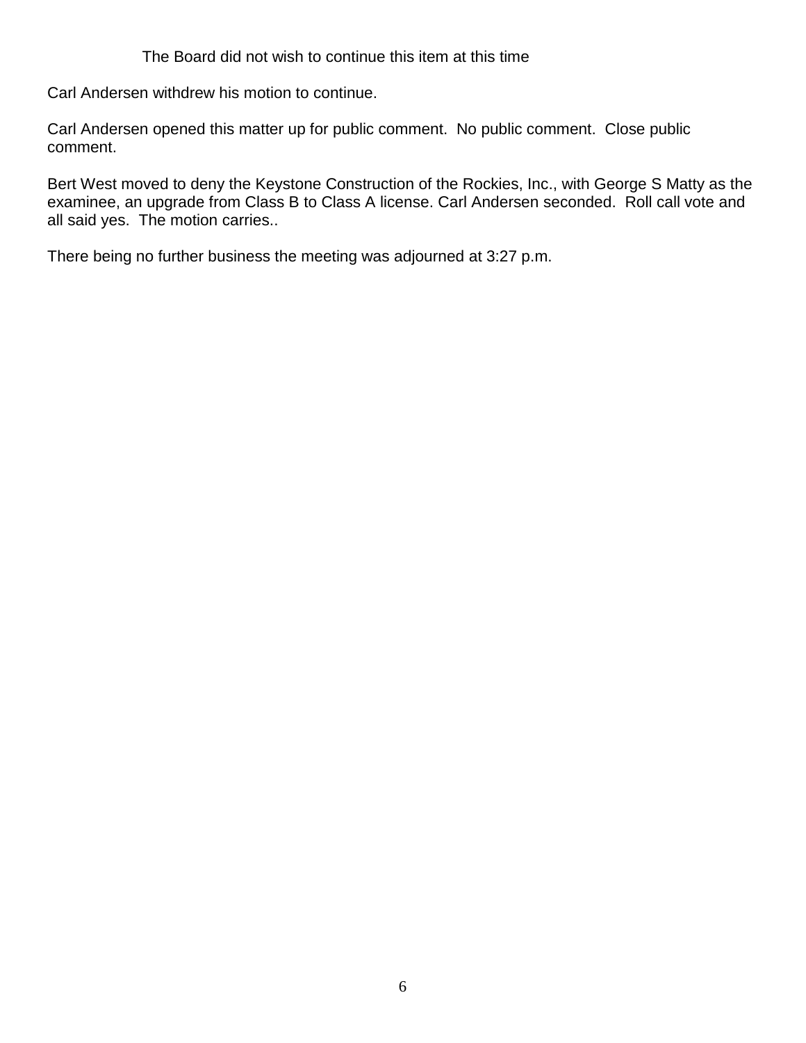The Board did not wish to continue this item at this time

Carl Andersen withdrew his motion to continue.

Carl Andersen opened this matter up for public comment. No public comment. Close public comment.

Bert West moved to deny the Keystone Construction of the Rockies, Inc., with George S Matty as the examinee, an upgrade from Class B to Class A license. Carl Andersen seconded. Roll call vote and all said yes. The motion carries..

There being no further business the meeting was adjourned at 3:27 p.m.